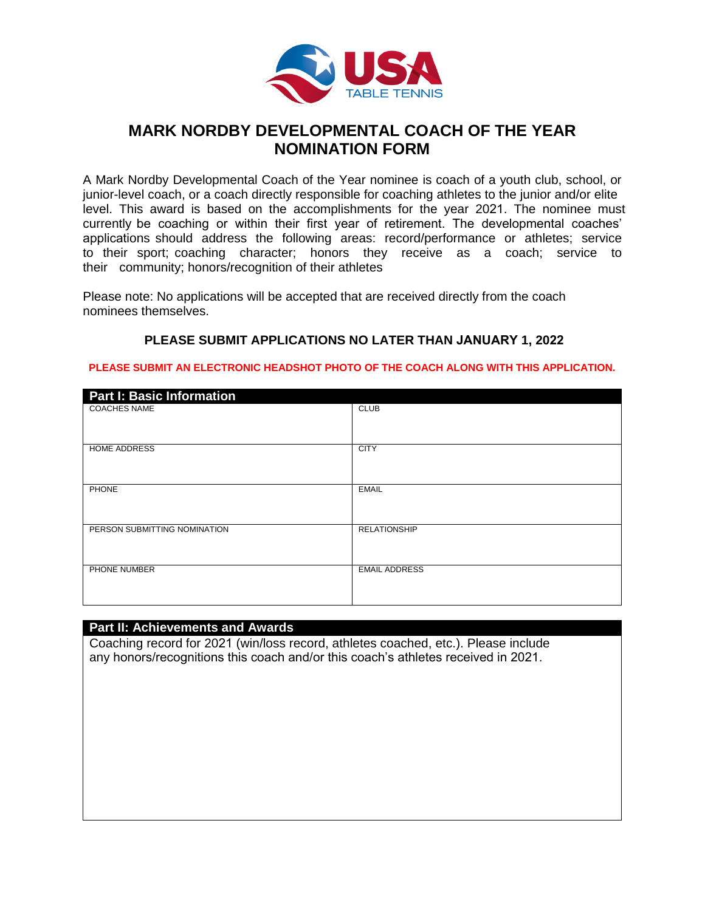USA TABLE TENNIS

# MARK NORDBY DEVELOPMENTAL COACH OF THE YEAR NOMINATION FORM

A Mark Nordby Developmental Coach of the Year nominee is coach of a youth club, school, or junior-level coach, or a coach directly responsible for coaching athletes to the junior and/or elite level. This award is based on the accomplishments for the year 2021. The nominee must currently be coaching or within their first year of retirement. The developmental coaches' applications should address the following areas: record/performance or athletes; service to their sport; coaching character; honors they receive as a coach; service to their community; honors/recognition of their athletes

Please note: No applications will be accepted that are received directly from the coach nominees themselves.

**PLEASE SUBMIT APPLICATIONS NO LATER THAN JANUARY 1, 2022**

**PLEASE SUBMIT AN ELECTRONIC HEADSHOT PHOTO OF THE COACH ALONG WITH THIS APPLICATION.**

## Part I: Basic Information

| COACHES NAME | CLUB |
|---|---|
| HOME ADDRESS | CITY |
| PHONE | EMAIL |
| PERSON SUBMITTING NOMINATION | RELATIONSHIP |
| PHONE NUMBER | EMAIL ADDRESS |

## Part II: Achievements and Awards

Coaching record for 2021 (win/loss record, athletes coached, etc.). Please include any honors/recognitions this coach and/or this coach's athletes received in 2021.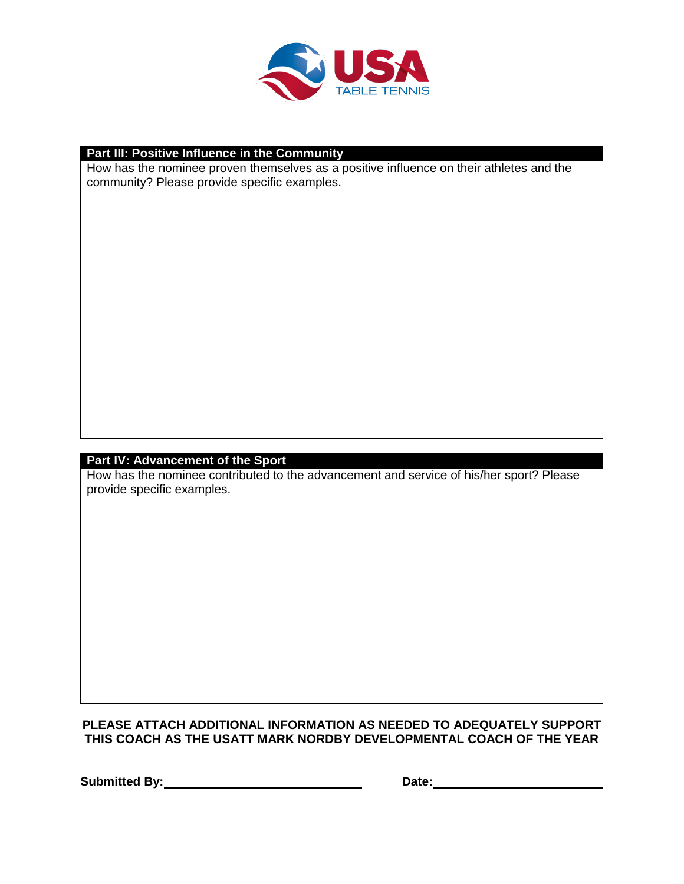## Part III: Positive Influence in the Community

How has the nominee proven themselves as a positive influence on their athletes and the community? Please provide specific examples.

## Part IV: Advancement of the Sport

How has the nominee contributed to the advancement and service of his/her sport? Please provide specific examples.

**PLEASE ATTACH ADDITIONAL INFORMATION AS NEEDED TO ADEQUATELY SUPPORT THIS COACH AS THE USATT MARK NORDBY DEVELOPMENTAL COACH OF THE YEAR**

**Submitted By:** ______________________________ **Date:** ________________________